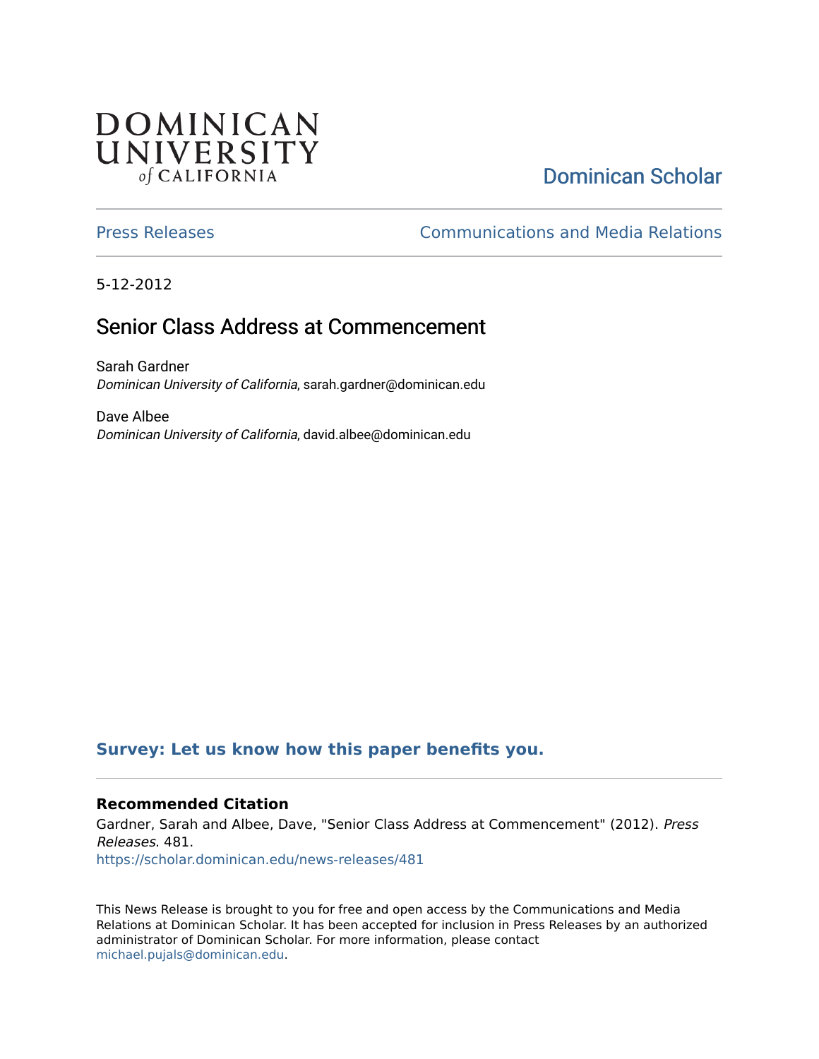DOMINICAN UNIVERSITY of CALIFORNIA

Dominican Scholar

Press Releases

Communications and Media Relations

5-12-2012

# Senior Class Address at Commencement

Sarah Gardner
*Dominican University of California*, sarah.gardner@dominican.edu

Dave Albee
*Dominican University of California*, david.albee@dominican.edu

**Survey: Let us know how this paper benefits you.**

### Recommended Citation

Gardner, Sarah and Albee, Dave, "Senior Class Address at Commencement" (2012). *Press Releases*. 481.
https://scholar.dominican.edu/news-releases/481

This News Release is brought to you for free and open access by the Communications and Media Relations at Dominican Scholar. It has been accepted for inclusion in Press Releases by an authorized administrator of Dominican Scholar. For more information, please contact michael.pujals@dominican.edu.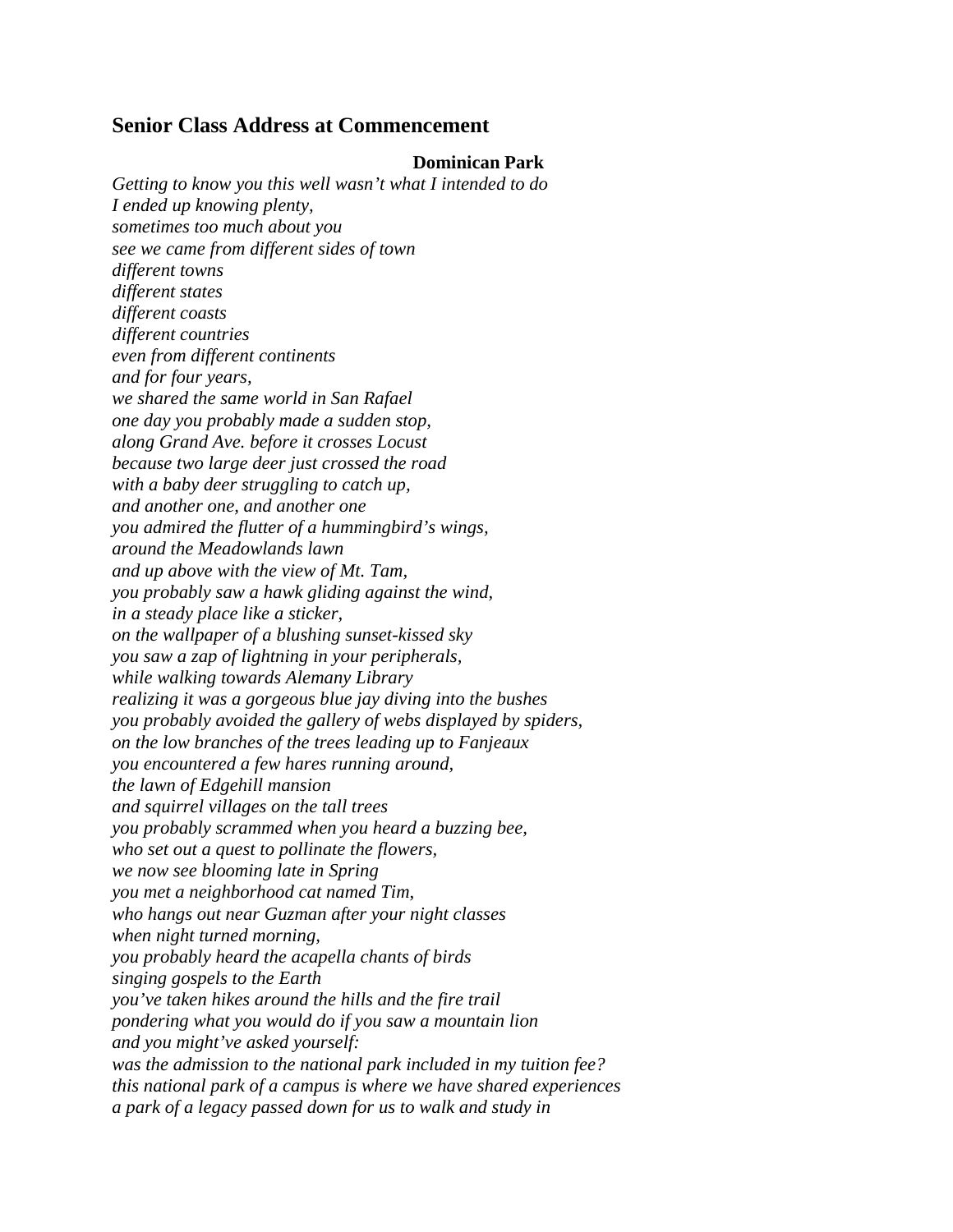## Senior Class Address at Commencement

**Dominican Park**

*Getting to know you this well wasn't what I intended to do*
*I ended up knowing plenty,*
*sometimes too much about you*
*see we came from different sides of town*
*different towns*
*different states*
*different coasts*
*different countries*
*even from different continents*
*and for four years,*
*we shared the same world in San Rafael*
*one day you probably made a sudden stop,*
*along Grand Ave. before it crosses Locust*
*because two large deer just crossed the road*
*with a baby deer struggling to catch up,*
*and another one, and another one*
*you admired the flutter of a hummingbird's wings,*
*around the Meadowlands lawn*
*and up above with the view of Mt. Tam,*
*you probably saw a hawk gliding against the wind,*
*in a steady place like a sticker,*
*on the wallpaper of a blushing sunset-kissed sky*
*you saw a zap of lightning in your peripherals,*
*while walking towards Alemany Library*
*realizing it was a gorgeous blue jay diving into the bushes*
*you probably avoided the gallery of webs displayed by spiders,*
*on the low branches of the trees leading up to Fanjeaux*
*you encountered a few hares running around,*
*the lawn of Edgehill mansion*
*and squirrel villages on the tall trees*
*you probably scrammed when you heard a buzzing bee,*
*who set out a quest to pollinate the flowers,*
*we now see blooming late in Spring*
*you met a neighborhood cat named Tim,*
*who hangs out near Guzman after your night classes*
*when night turned morning,*
*you probably heard the acapella chants of birds*
*singing gospels to the Earth*
*you've taken hikes around the hills and the fire trail*
*pondering what you would do if you saw a mountain lion*
*and you might've asked yourself:*
*was the admission to the national park included in my tuition fee?*
*this national park of a campus is where we have shared experiences*
*a park of a legacy passed down for us to walk and study in*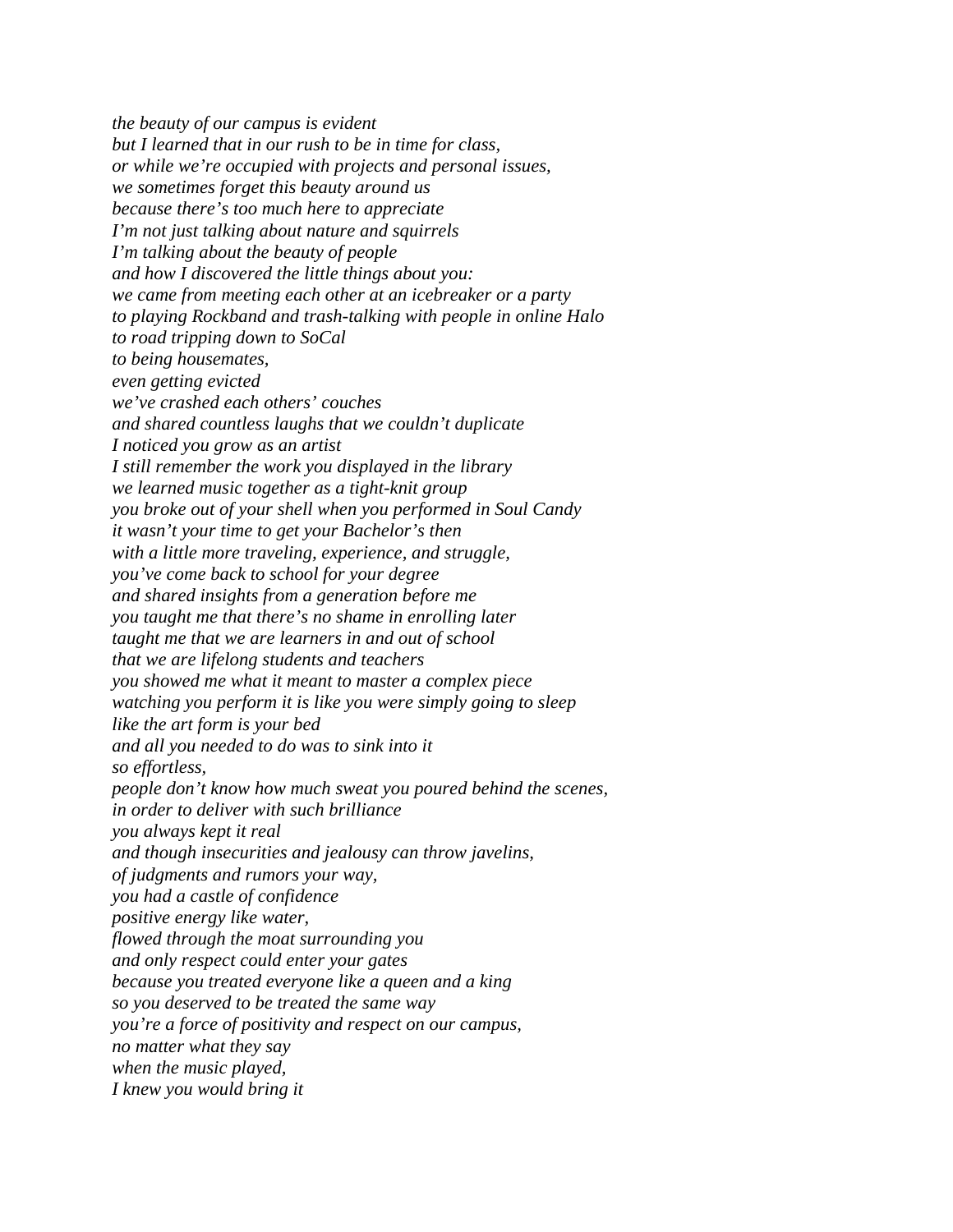*the beauty of our campus is evident*
*but I learned that in our rush to be in time for class,*
*or while we're occupied with projects and personal issues,*
*we sometimes forget this beauty around us*
*because there's too much here to appreciate*
*I'm not just talking about nature and squirrels*
*I'm talking about the beauty of people*
*and how I discovered the little things about you:*
*we came from meeting each other at an icebreaker or a party*
*to playing Rockband and trash-talking with people in online Halo*
*to road tripping down to SoCal*
*to being housemates,*
*even getting evicted*
*we've crashed each others' couches*
*and shared countless laughs that we couldn't duplicate*
*I noticed you grow as an artist*
*I still remember the work you displayed in the library*
*we learned music together as a tight-knit group*
*you broke out of your shell when you performed in Soul Candy*
*it wasn't your time to get your Bachelor's then*
*with a little more traveling, experience, and struggle,*
*you've come back to school for your degree*
*and shared insights from a generation before me*
*you taught me that there's no shame in enrolling later*
*taught me that we are learners in and out of school*
*that we are lifelong students and teachers*
*you showed me what it meant to master a complex piece*
*watching you perform it is like you were simply going to sleep*
*like the art form is your bed*
*and all you needed to do was to sink into it*
*so effortless,*
*people don't know how much sweat you poured behind the scenes,*
*in order to deliver with such brilliance*
*you always kept it real*
*and though insecurities and jealousy can throw javelins,*
*of judgments and rumors your way,*
*you had a castle of confidence*
*positive energy like water,*
*flowed through the moat surrounding you*
*and only respect could enter your gates*
*because you treated everyone like a queen and a king*
*so you deserved to be treated the same way*
*you're a force of positivity and respect on our campus,*
*no matter what they say*
*when the music played,*
*I knew you would bring it*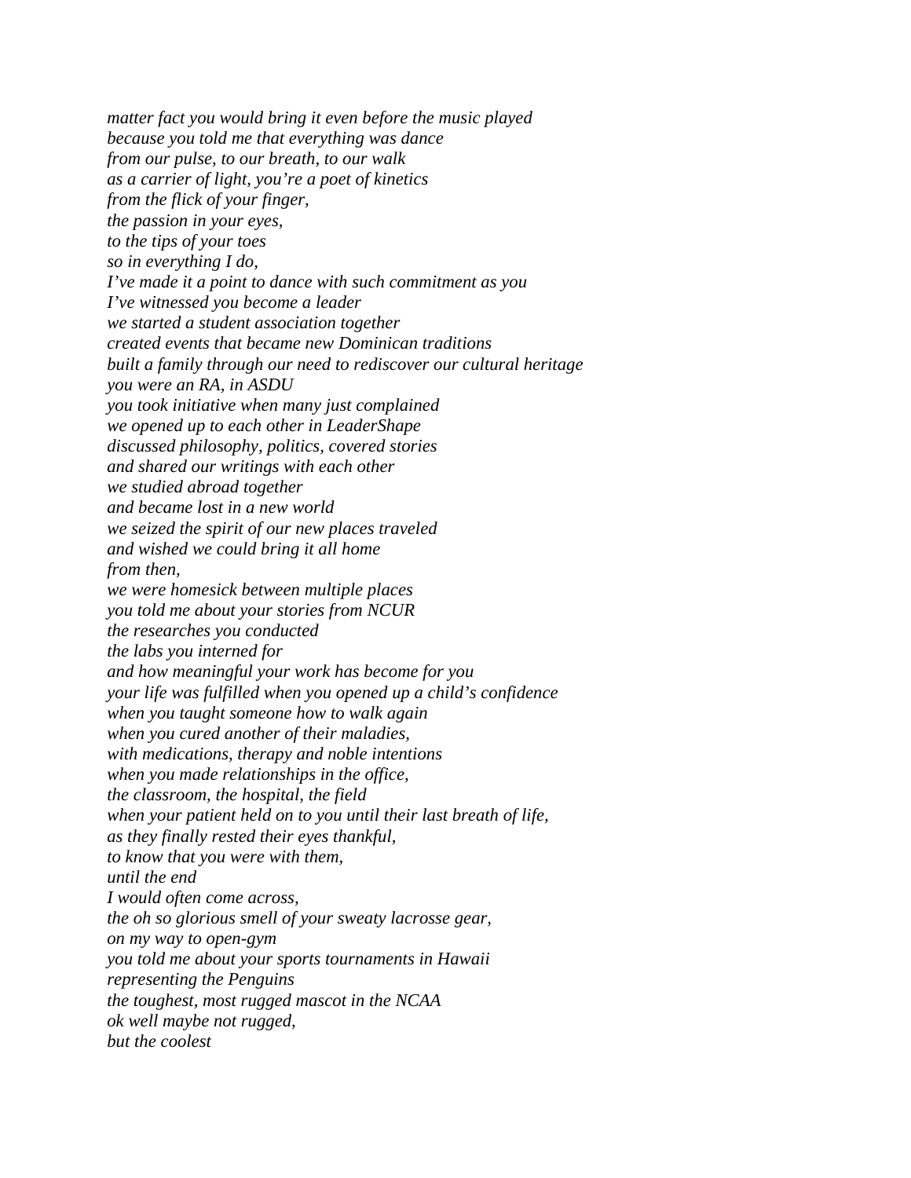*matter fact you would bring it even before the music played*
*because you told me that everything was dance*
*from our pulse, to our breath, to our walk*
*as a carrier of light, you're a poet of kinetics*
*from the flick of your finger,*
*the passion in your eyes,*
*to the tips of your toes*
*so in everything I do,*
*I've made it a point to dance with such commitment as you*
*I've witnessed you become a leader*
*we started a student association together*
*created events that became new Dominican traditions*
*built a family through our need to rediscover our cultural heritage*
*you were an RA, in ASDU*
*you took initiative when many just complained*
*we opened up to each other in LeaderShape*
*discussed philosophy, politics, covered stories*
*and shared our writings with each other*
*we studied abroad together*
*and became lost in a new world*
*we seized the spirit of our new places traveled*
*and wished we could bring it all home*
*from then,*
*we were homesick between multiple places*
*you told me about your stories from NCUR*
*the researches you conducted*
*the labs you interned for*
*and how meaningful your work has become for you*
*your life was fulfilled when you opened up a child's confidence*
*when you taught someone how to walk again*
*when you cured another of their maladies,*
*with medications, therapy and noble intentions*
*when you made relationships in the office,*
*the classroom, the hospital, the field*
*when your patient held on to you until their last breath of life,*
*as they finally rested their eyes thankful,*
*to know that you were with them,*
*until the end*
*I would often come across,*
*the oh so glorious smell of your sweaty lacrosse gear,*
*on my way to open-gym*
*you told me about your sports tournaments in Hawaii*
*representing the Penguins*
*the toughest, most rugged mascot in the NCAA*
*ok well maybe not rugged,*
*but the coolest*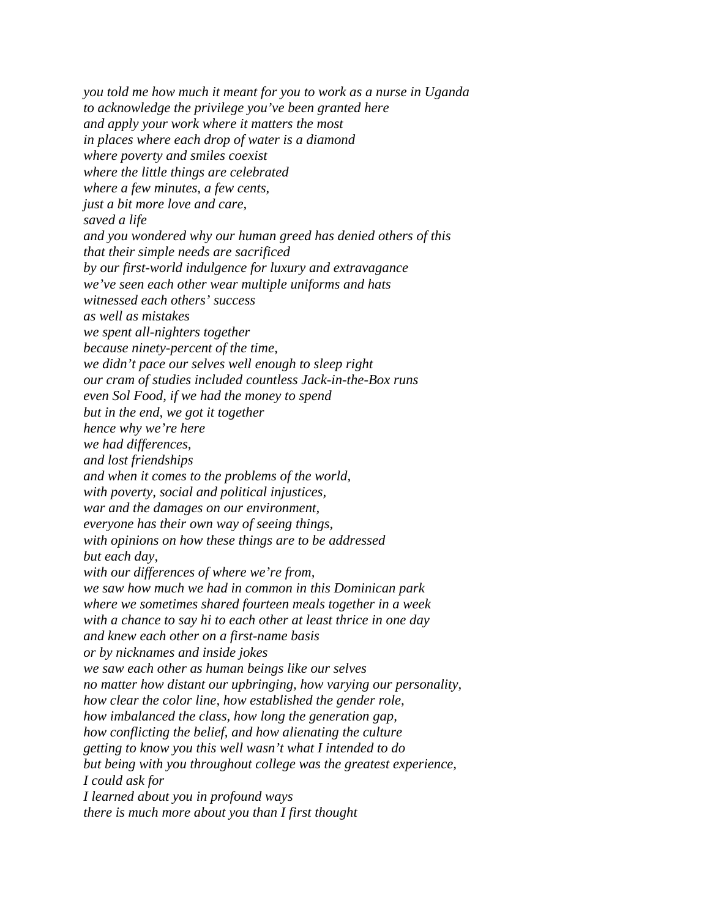*you told me how much it meant for you to work as a nurse in Uganda*
*to acknowledge the privilege you've been granted here*
*and apply your work where it matters the most*
*in places where each drop of water is a diamond*
*where poverty and smiles coexist*
*where the little things are celebrated*
*where a few minutes, a few cents,*
*just a bit more love and care,*
*saved a life*
*and you wondered why our human greed has denied others of this*
*that their simple needs are sacrificed*
*by our first-world indulgence for luxury and extravagance*
*we've seen each other wear multiple uniforms and hats*
*witnessed each others' success*
*as well as mistakes*
*we spent all-nighters together*
*because ninety-percent of the time,*
*we didn't pace our selves well enough to sleep right*
*our cram of studies included countless Jack-in-the-Box runs*
*even Sol Food, if we had the money to spend*
*but in the end, we got it together*
*hence why we're here*
*we had differences,*
*and lost friendships*
*and when it comes to the problems of the world,*
*with poverty, social and political injustices,*
*war and the damages on our environment,*
*everyone has their own way of seeing things,*
*with opinions on how these things are to be addressed*
*but each day,*
*with our differences of where we're from,*
*we saw how much we had in common in this Dominican park*
*where we sometimes shared fourteen meals together in a week*
*with a chance to say hi to each other at least thrice in one day*
*and knew each other on a first-name basis*
*or by nicknames and inside jokes*
*we saw each other as human beings like our selves*
*no matter how distant our upbringing, how varying our personality,*
*how clear the color line, how established the gender role,*
*how imbalanced the class, how long the generation gap,*
*how conflicting the belief, and how alienating the culture*
*getting to know you this well wasn't what I intended to do*
*but being with you throughout college was the greatest experience,*
*I could ask for*
*I learned about you in profound ways*
*there is much more about you than I first thought*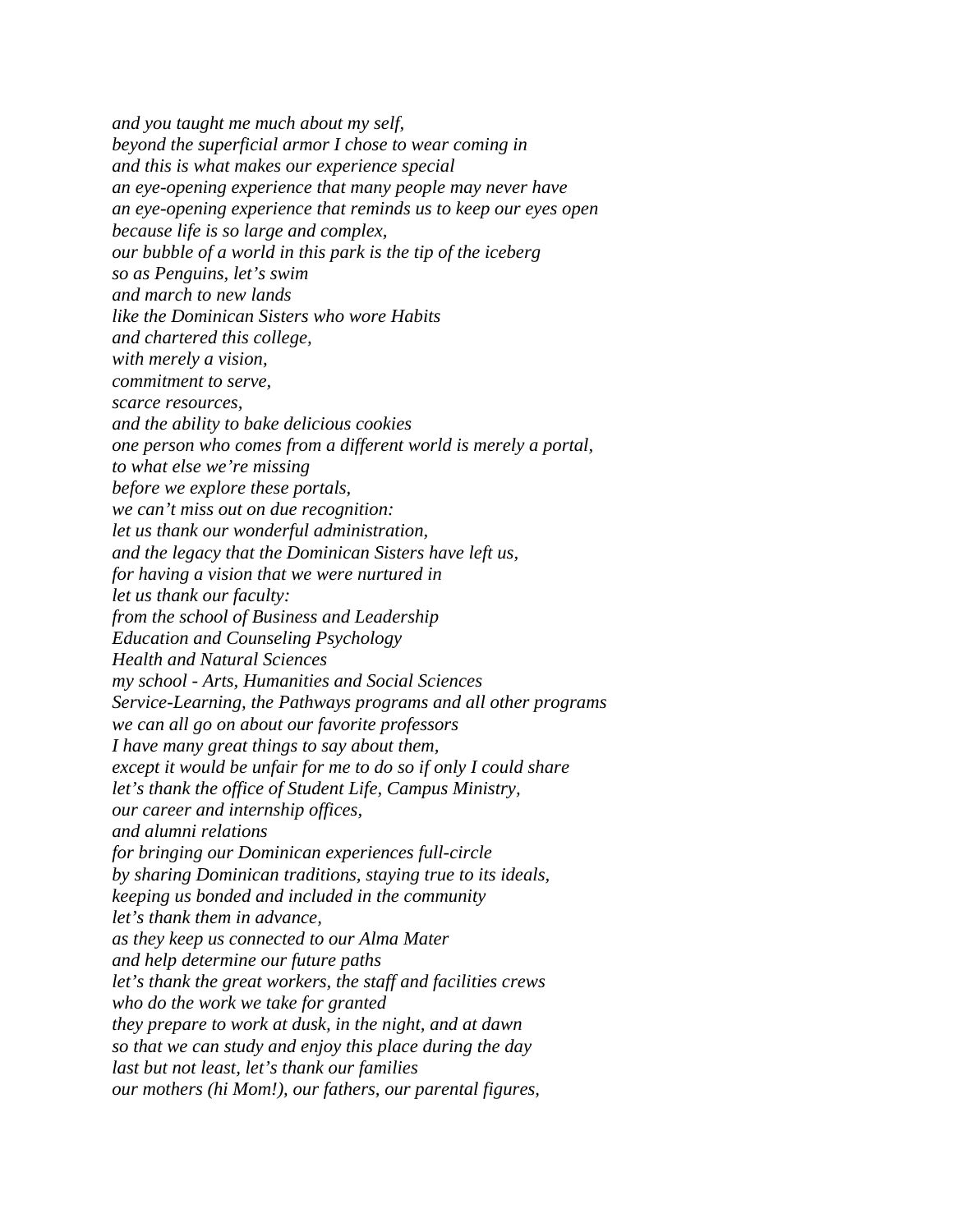*and you taught me much about my self,*
*beyond the superficial armor I chose to wear coming in*
*and this is what makes our experience special*
*an eye-opening experience that many people may never have*
*an eye-opening experience that reminds us to keep our eyes open*
*because life is so large and complex,*
*our bubble of a world in this park is the tip of the iceberg*
*so as Penguins, let's swim*
*and march to new lands*
*like the Dominican Sisters who wore Habits*
*and chartered this college,*
*with merely a vision,*
*commitment to serve,*
*scarce resources,*
*and the ability to bake delicious cookies*
*one person who comes from a different world is merely a portal,*
*to what else we're missing*
*before we explore these portals,*
*we can't miss out on due recognition:*
*let us thank our wonderful administration,*
*and the legacy that the Dominican Sisters have left us,*
*for having a vision that we were nurtured in*
*let us thank our faculty:*
*from the school of Business and Leadership*
*Education and Counseling Psychology*
*Health and Natural Sciences*
*my school - Arts, Humanities and Social Sciences*
*Service-Learning, the Pathways programs and all other programs*
*we can all go on about our favorite professors*
*I have many great things to say about them,*
*except it would be unfair for me to do so if only I could share*
*let's thank the office of Student Life, Campus Ministry,*
*our career and internship offices,*
*and alumni relations*
*for bringing our Dominican experiences full-circle*
*by sharing Dominican traditions, staying true to its ideals,*
*keeping us bonded and included in the community*
*let's thank them in advance,*
*as they keep us connected to our Alma Mater*
*and help determine our future paths*
*let's thank the great workers, the staff and facilities crews*
*who do the work we take for granted*
*they prepare to work at dusk, in the night, and at dawn*
*so that we can study and enjoy this place during the day*
*last but not least, let's thank our families*
*our mothers (hi Mom!), our fathers, our parental figures,*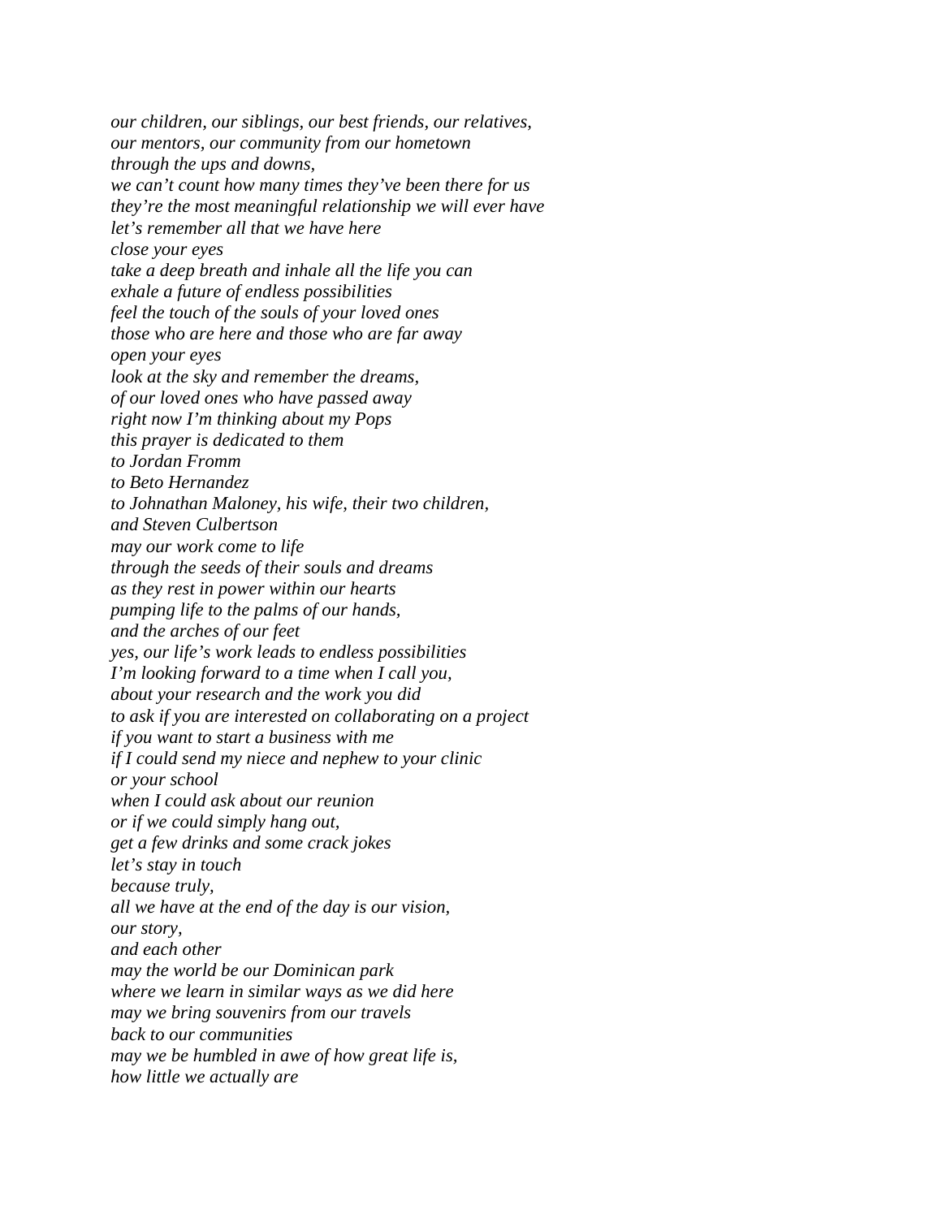*our children, our siblings, our best friends, our relatives,*
*our mentors, our community from our hometown*
*through the ups and downs,*
*we can't count how many times they've been there for us*
*they're the most meaningful relationship we will ever have*
*let's remember all that we have here*
*close your eyes*
*take a deep breath and inhale all the life you can*
*exhale a future of endless possibilities*
*feel the touch of the souls of your loved ones*
*those who are here and those who are far away*
*open your eyes*
*look at the sky and remember the dreams,*
*of our loved ones who have passed away*
*right now I'm thinking about my Pops*
*this prayer is dedicated to them*
*to Jordan Fromm*
*to Beto Hernandez*
*to Johnathan Maloney, his wife, their two children,*
*and Steven Culbertson*
*may our work come to life*
*through the seeds of their souls and dreams*
*as they rest in power within our hearts*
*pumping life to the palms of our hands,*
*and the arches of our feet*
*yes, our life's work leads to endless possibilities*
*I'm looking forward to a time when I call you,*
*about your research and the work you did*
*to ask if you are interested on collaborating on a project*
*if you want to start a business with me*
*if I could send my niece and nephew to your clinic*
*or your school*
*when I could ask about our reunion*
*or if we could simply hang out,*
*get a few drinks and some crack jokes*
*let's stay in touch*
*because truly,*
*all we have at the end of the day is our vision,*
*our story,*
*and each other*
*may the world be our Dominican park*
*where we learn in similar ways as we did here*
*may we bring souvenirs from our travels*
*back to our communities*
*may we be humbled in awe of how great life is,*
*how little we actually are*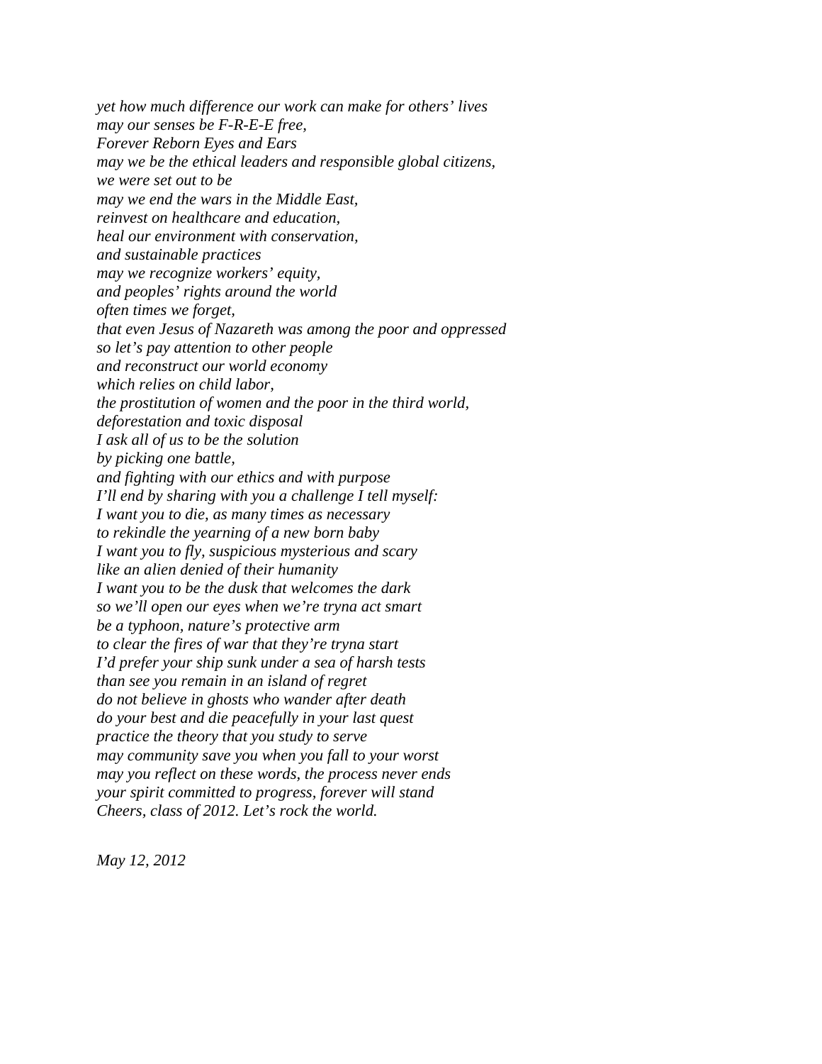*yet how much difference our work can make for others' lives*
*may our senses be F-R-E-E free,*
*Forever Reborn Eyes and Ears*
*may we be the ethical leaders and responsible global citizens,*
*we were set out to be*
*may we end the wars in the Middle East,*
*reinvest on healthcare and education,*
*heal our environment with conservation,*
*and sustainable practices*
*may we recognize workers' equity,*
*and peoples' rights around the world*
*often times we forget,*
*that even Jesus of Nazareth was among the poor and oppressed*
*so let's pay attention to other people*
*and reconstruct our world economy*
*which relies on child labor,*
*the prostitution of women and the poor in the third world,*
*deforestation and toxic disposal*
*I ask all of us to be the solution*
*by picking one battle,*
*and fighting with our ethics and with purpose*
*I'll end by sharing with you a challenge I tell myself:*
*I want you to die, as many times as necessary*
*to rekindle the yearning of a new born baby*
*I want you to fly, suspicious mysterious and scary*
*like an alien denied of their humanity*
*I want you to be the dusk that welcomes the dark*
*so we'll open our eyes when we're tryna act smart*
*be a typhoon, nature's protective arm*
*to clear the fires of war that they're tryna start*
*I'd prefer your ship sunk under a sea of harsh tests*
*than see you remain in an island of regret*
*do not believe in ghosts who wander after death*
*do your best and die peacefully in your last quest*
*practice the theory that you study to serve*
*may community save you when you fall to your worst*
*may you reflect on these words, the process never ends*
*your spirit committed to progress, forever will stand*
*Cheers, class of 2012. Let's rock the world.*

*May 12, 2012*